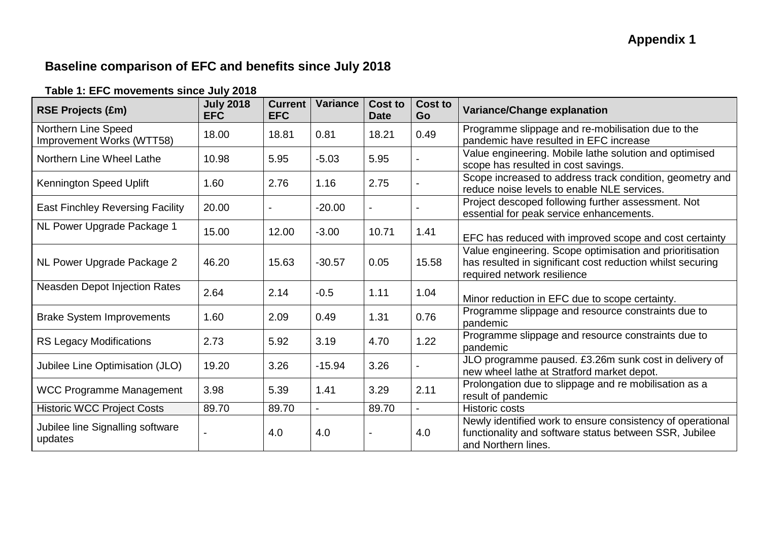**Appendix 1**

## Baseline comparison of EFC and benefits since July 2018

### Table 1: EFC movements since July 2018

| RSE Projects (£m) | July 2018 EFC | Current EFC | Variance | Cost to Date | Cost to Go | Variance/Change explanation |
|---|---|---|---|---|---|---|
| Northern Line Speed Improvement Works (WTT58) | 18.00 | 18.81 | 0.81 | 18.21 | 0.49 | Programme slippage and re-mobilisation due to the pandemic have resulted in EFC increase |
| Northern Line Wheel Lathe | 10.98 | 5.95 | -5.03 | 5.95 | - | Value engineering. Mobile lathe solution and optimised scope has resulted in cost savings. |
| Kennington Speed Uplift | 1.60 | 2.76 | 1.16 | 2.75 | - | Scope increased to address track condition, geometry and reduce noise levels to enable NLE services. |
| East Finchley Reversing Facility | 20.00 | - | -20.00 | - | - | Project descoped following further assessment. Not essential for peak service enhancements. |
| NL Power Upgrade Package 1 | 15.00 | 12.00 | -3.00 | 10.71 | 1.41 | EFC has reduced with improved scope and cost certainty |
| NL Power Upgrade Package 2 | 46.20 | 15.63 | -30.57 | 0.05 | 15.58 | Value engineering. Scope optimisation and prioritisation has resulted in significant cost reduction whilst securing required network resilience |
| Neasden Depot Injection Rates | 2.64 | 2.14 | -0.5 | 1.11 | 1.04 | Minor reduction in EFC due to scope certainty. |
| Brake System Improvements | 1.60 | 2.09 | 0.49 | 1.31 | 0.76 | Programme slippage and resource constraints due to pandemic |
| RS Legacy Modifications | 2.73 | 5.92 | 3.19 | 4.70 | 1.22 | Programme slippage and resource constraints due to pandemic |
| Jubilee Line Optimisation (JLO) | 19.20 | 3.26 | -15.94 | 3.26 | - | JLO programme paused. £3.26m sunk cost in delivery of new wheel lathe at Stratford market depot. |
| WCC Programme Management | 3.98 | 5.39 | 1.41 | 3.29 | 2.11 | Prolongation due to slippage and re mobilisation as a result of pandemic |
| Historic WCC Project Costs | 89.70 | 89.70 | - | 89.70 | - | Historic costs |
| Jubilee line Signalling software updates | - | 4.0 | 4.0 | - | 4.0 | Newly identified work to ensure consistency of operational functionality and software status between SSR, Jubilee and Northern lines. |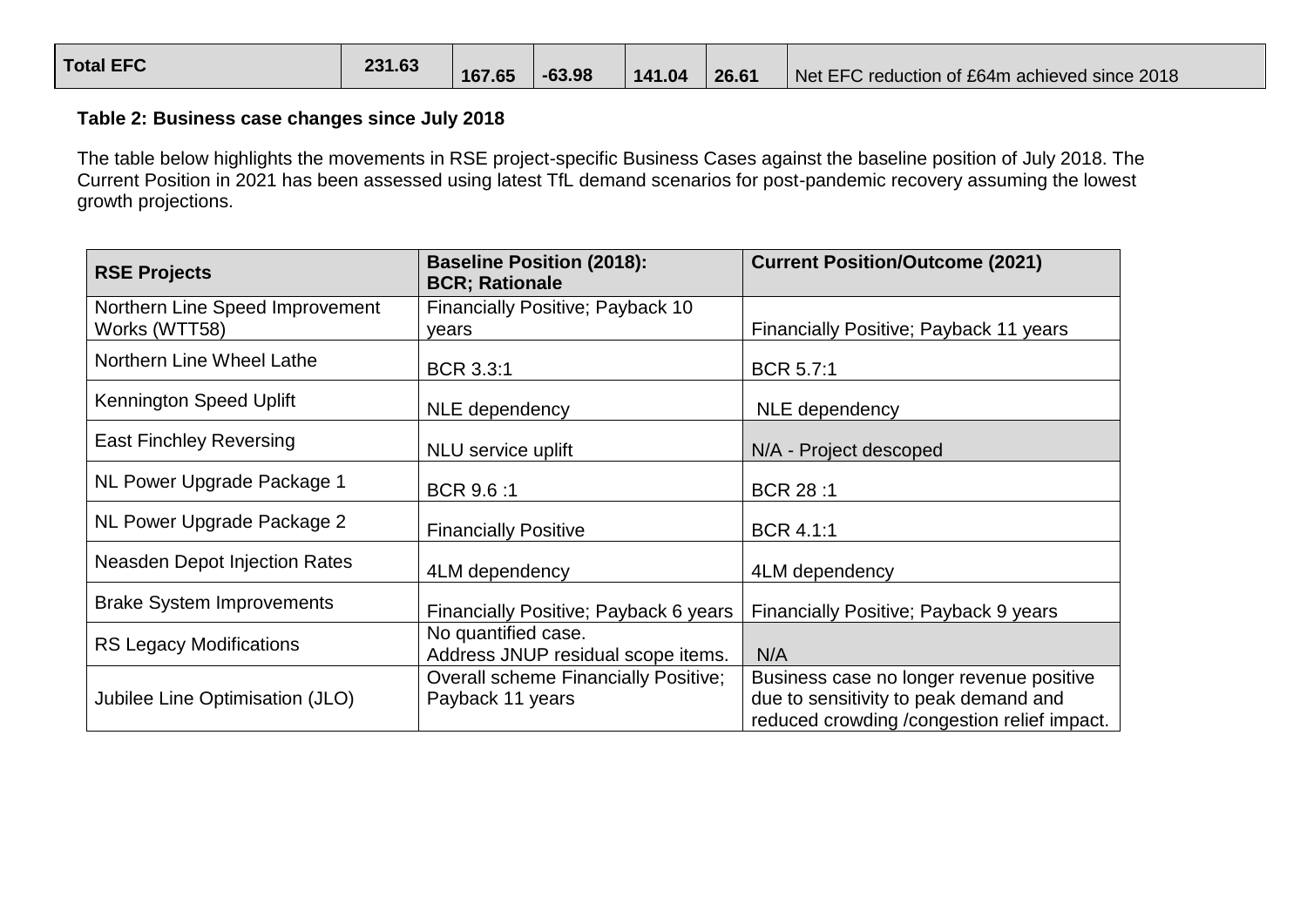| | | | | | | |
|---|---|---|---|---|---|---|
| **Total EFC** | **231.63** | **167.65** | **-63.98** | **141.04** | **26.61** | Net EFC reduction of £64m achieved since 2018 |

**Table 2: Business case changes since July 2018**

The table below highlights the movements in RSE project-specific Business Cases against the baseline position of July 2018. The Current Position in 2021 has been assessed using latest TfL demand scenarios for post-pandemic recovery assuming the lowest growth projections.

| RSE Projects | Baseline Position (2018): BCR; Rationale | Current Position/Outcome (2021) |
|---|---|---|
| Northern Line Speed Improvement Works (WTT58) | Financially Positive; Payback 10 years | Financially Positive; Payback 11 years |
| Northern Line Wheel Lathe | BCR 3.3:1 | BCR 5.7:1 |
| Kennington Speed Uplift | NLE dependency | NLE dependency |
| East Finchley Reversing | NLU service uplift | N/A - Project descoped |
| NL Power Upgrade Package 1 | BCR 9.6 :1 | BCR 28 :1 |
| NL Power Upgrade Package 2 | Financially Positive | BCR 4.1:1 |
| Neasden Depot Injection Rates | 4LM dependency | 4LM dependency |
| Brake System Improvements | Financially Positive; Payback 6 years | Financially Positive; Payback 9 years |
| RS Legacy Modifications | No quantified case. Address JNUP residual scope items. | N/A |
| Jubilee Line Optimisation (JLO) | Overall scheme Financially Positive; Payback 11 years | Business case no longer revenue positive due to sensitivity to peak demand and reduced crowding /congestion relief impact. |